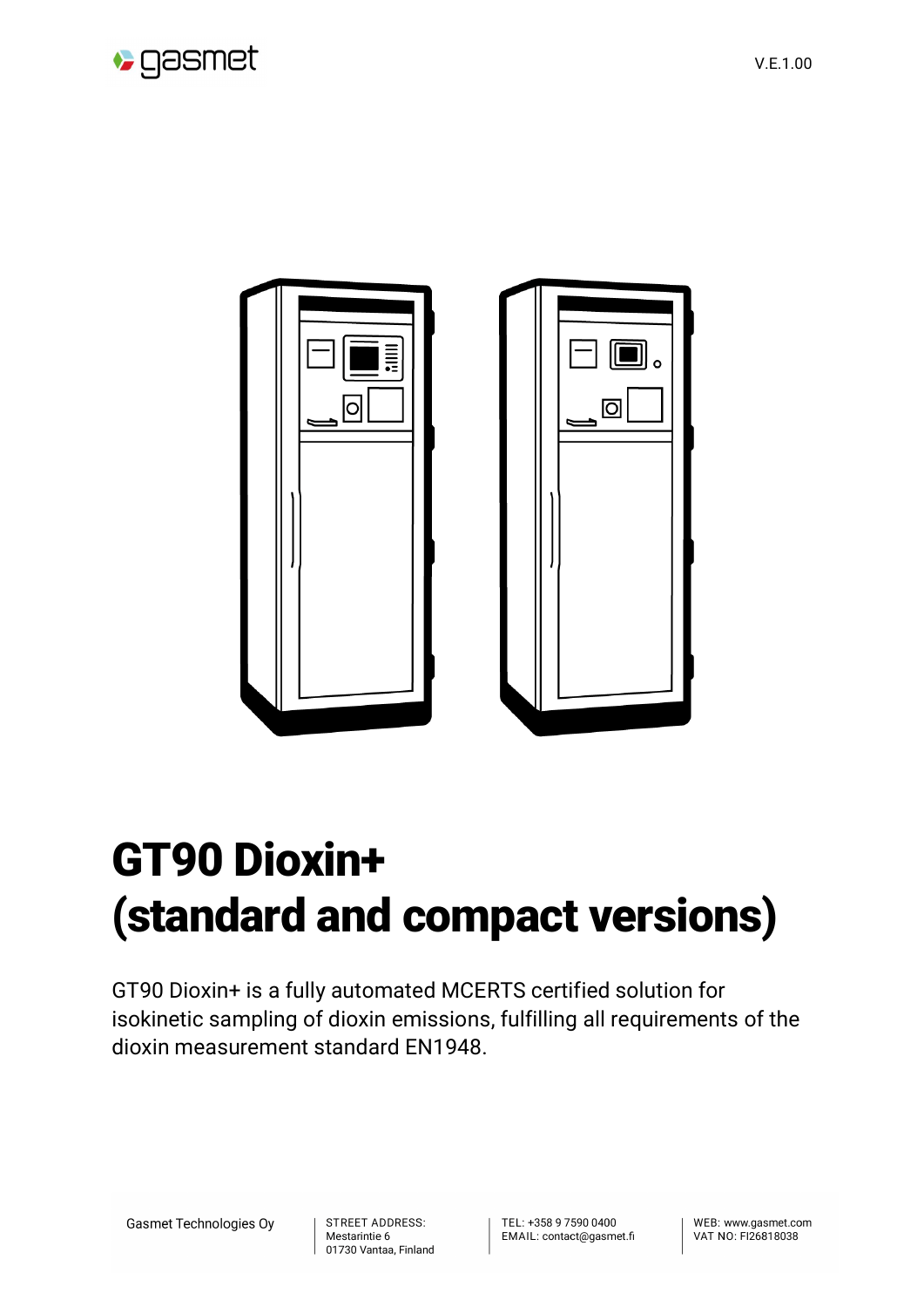# GT90 Dioxin+ (standard and compact versions)

GT90 Dioxin+ is a fully automated MCERTS certified solution for isokinetic sampling of dioxin emissions, fulfilling all requirements of the dioxin measurement standard EN1948.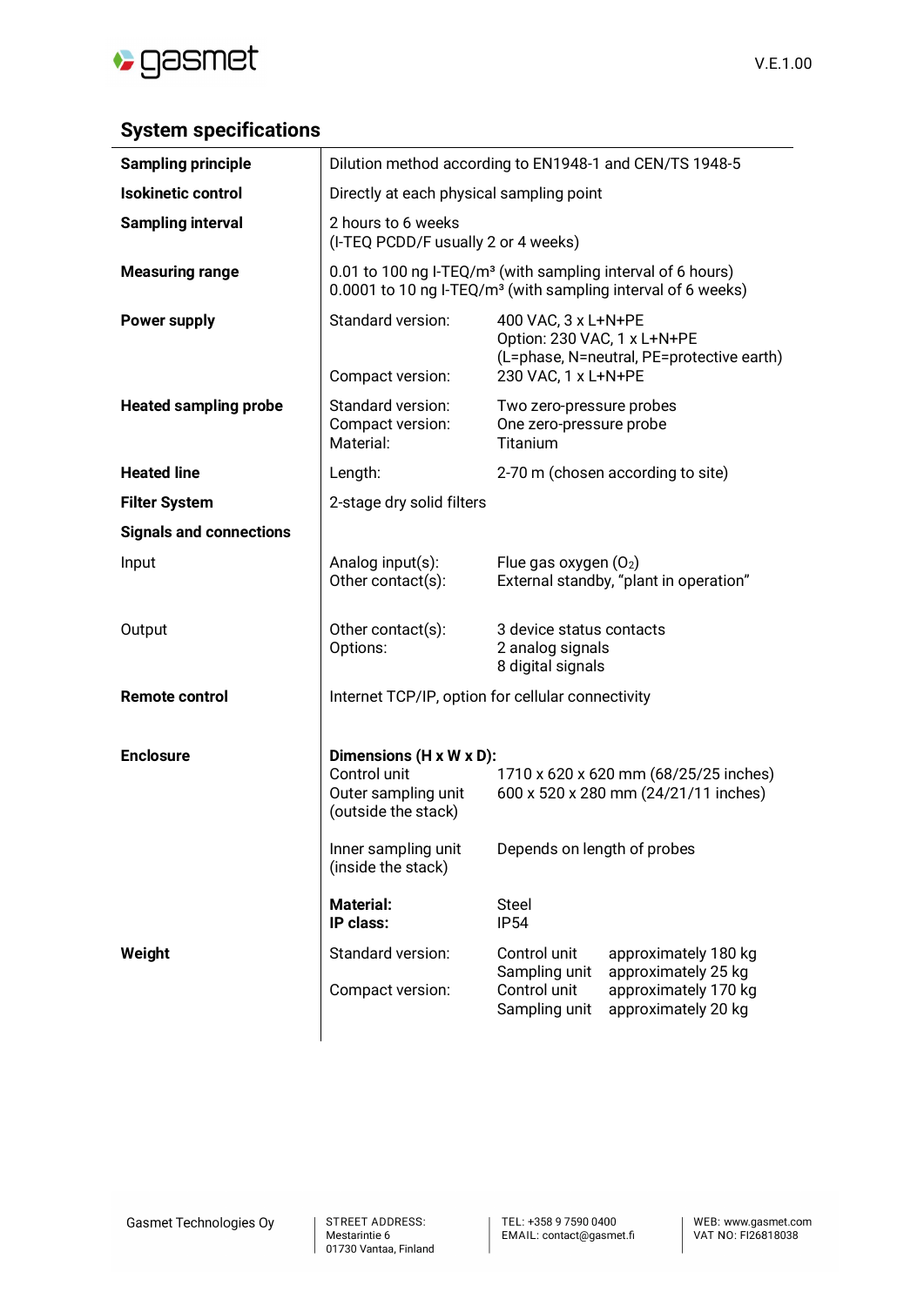## System specifications

| | | | |
|---|---|---|---|
| **Sampling principle** | Dilution method according to EN1948-1 and CEN/TS 1948-5 | | |
| **Isokinetic control** | Directly at each physical sampling point | | |
| **Sampling interval** | 2 hours to 6 weeks<br>(I-TEQ PCDD/F usually 2 or 4 weeks) | | |
| **Measuring range** | 0.01 to 100 ng I-TEQ/m³ (with sampling interval of 6 hours)<br>0.0001 to 10 ng I-TEQ/m³ (with sampling interval of 6 weeks) | | |
| **Power supply** | Standard version: | 400 VAC, 3 x L+N+PE<br>Option: 230 VAC, 1 x L+N+PE<br>(L=phase, N=neutral, PE=protective earth) | |
| | Compact version: | 230 VAC, 1 x L+N+PE | |
| **Heated sampling probe** | Standard version:<br>Compact version:<br>Material: | Two zero-pressure probes<br>One zero-pressure probe<br>Titanium | |
| **Heated line** | Length: | 2-70 m (chosen according to site) | |
| **Filter System** | 2-stage dry solid filters | | |
| **Signals and connections** | | | |
| Input | Analog input(s):<br>Other contact(s): | Flue gas oxygen ($O_2$)<br>External standby, "plant in operation" | |
| Output | Other contact(s):<br>Options: | 3 device status contacts<br>2 analog signals<br>8 digital signals | |
| **Remote control** | Internet TCP/IP, option for cellular connectivity | | |
| **Enclosure** | **Dimensions (H x W x D):** | | |
| | Control unit | 1710 x 620 x 620 mm (68/25/25 inches) | |
| | Outer sampling unit (outside the stack) | 600 x 520 x 280 mm (24/21/11 inches) | |
| | Inner sampling unit (inside the stack) | Depends on length of probes | |
| | **Material:**<br>**IP class:** | Steel<br>IP54 | |
| **Weight** | Standard version: | Control unit | approximately 180 kg |
| | | Sampling unit | approximately 25 kg |
| | Compact version: | Control unit | approximately 170 kg |
| | | Sampling unit | approximately 20 kg |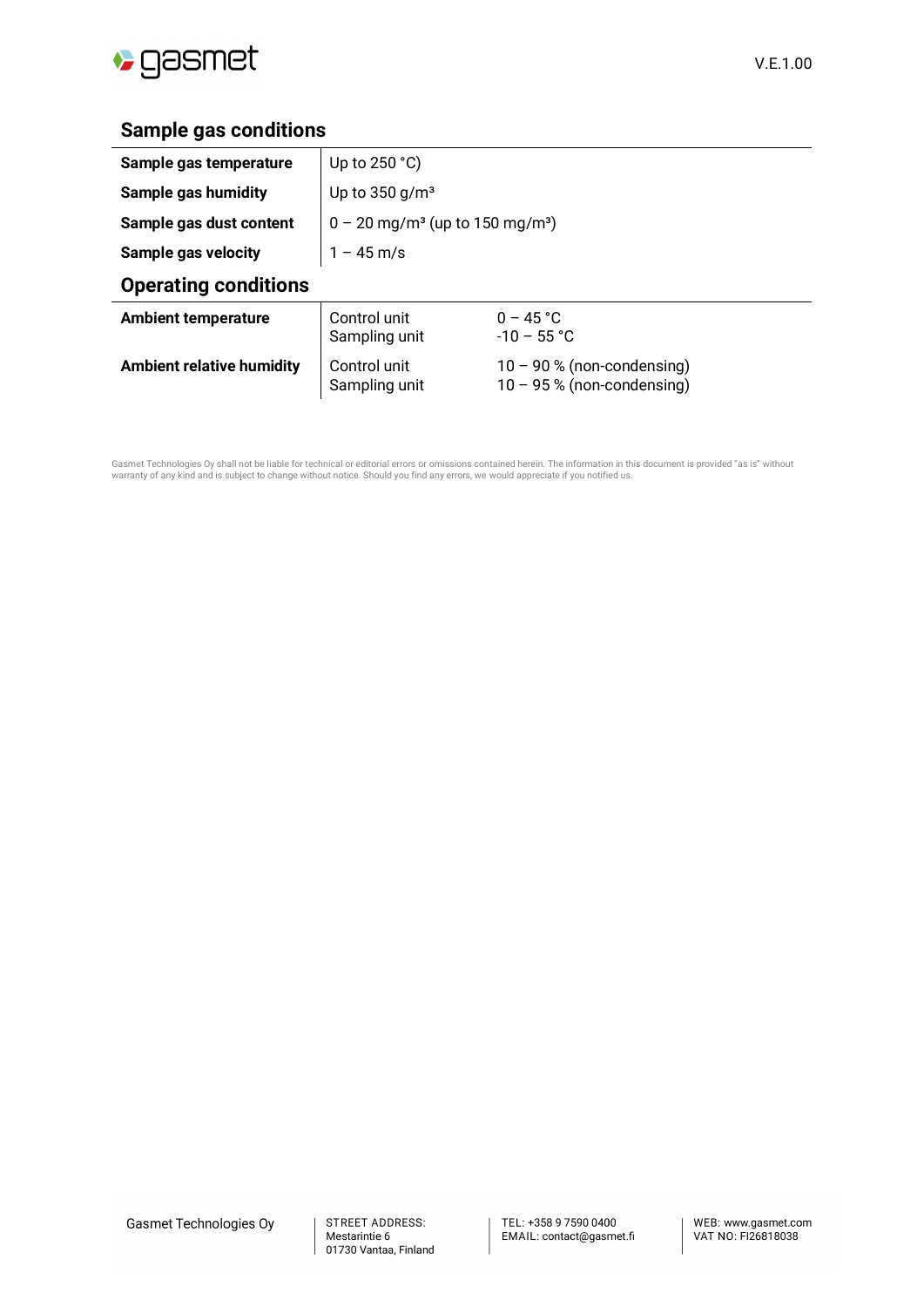## Sample gas conditions

| | |
|---|---|
| **Sample gas temperature** | Up to 250 °C) |
| **Sample gas humidity** | Up to 350 g/m³ |
| **Sample gas dust content** | 0 – 20 mg/m³ (up to 150 mg/m³) |
| **Sample gas velocity** | 1 – 45 m/s |

## Operating conditions

| | | |
|---|---|---|
| **Ambient temperature** | Control unit | 0 – 45 °C |
| | Sampling unit | -10 – 55 °C |
| **Ambient relative humidity** | Control unit | 10 – 90 % (non-condensing) |
| | Sampling unit | 10 – 95 % (non-condensing) |

Gasmet Technologies Oy shall not be liable for technical or editorial errors or omissions contained herein. The information in this document is provided "as is" without warranty of any kind and is subject to change without notice. Should you find any errors, we would appreciate if you notified us.